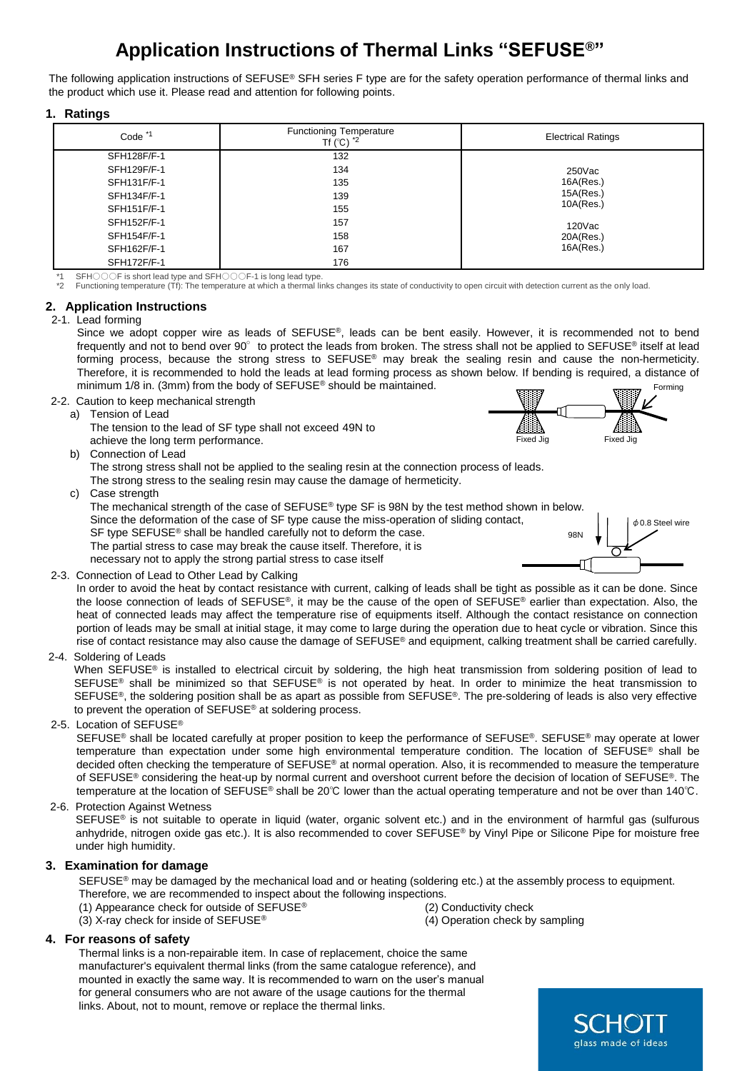# Application Instructions of Thermal Links "SEFUSE®"

The following application instructions of SEFUSE® SFH series F type are for the safety operation performance of thermal links and the product which use it. Please read and attention for following points.

## 1. Ratings

| Code *1 | Functioning Temperature Tf (℃) *2 | Electrical Ratings |
|---|---|---|
| SFH128F/F-1 | 132 | 250Vac<br>16A(Res.)<br>15A(Res.)<br>10A(Res.)<br><br>120Vac<br>20A(Res.)<br>16A(Res.) |
| SFH129F/F-1 | 134 | |
| SFH131F/F-1 | 135 | |
| SFH134F/F-1 | 139 | |
| SFH151F/F-1 | 155 | |
| SFH152F/F-1 | 157 | |
| SFH154F/F-1 | 158 | |
| SFH162F/F-1 | 167 | |
| SFH172F/F-1 | 176 | |

*1 SFH○○○F is short lead type and SFH○○○F-1 is long lead type.
*2 Functioning temperature (Tf): The temperature at which a thermal links changes its state of conductivity to open circuit with detection current as the only load.

## 2. Application Instructions

### 2-1. Lead forming

Since we adopt copper wire as leads of SEFUSE®, leads can be bent easily. However, it is recommended not to bend frequently and not to bend over 90° to protect the leads from broken. The stress shall not be applied to SEFUSE® itself at lead forming process, because the strong stress to SEFUSE® may break the sealing resin and cause the non-hermeticity. Therefore, it is recommended to hold the leads at lead forming process as shown below. If bending is required, a distance of minimum 1/8 in. (3mm) from the body of SEFUSE® should be maintained.

Forming / Fixed Jig / Fixed Jig

### 2-2. Caution to keep mechanical strength

a) Tension of Lead
The tension to the lead of SF type shall not exceed 49N to achieve the long term performance.

b) Connection of Lead
The strong stress shall not be applied to the sealing resin at the connection process of leads.
The strong stress to the sealing resin may cause the damage of hermeticity.

c) Case strength
The mechanical strength of the case of SEFUSE® type SF is 98N by the test method shown in below.
Since the deformation of the case of SF type cause the miss-operation of sliding contact, SF type SEFUSE® shall be handled carefully not to deform the case.
The partial stress to case may break the cause itself. Therefore, it is necessary not to apply the strong partial stress to case itself

98N / ϕ0.8 Steel wire

### 2-3. Connection of Lead to Other Lead by Calking

In order to avoid the heat by contact resistance with current, calking of leads shall be tight as possible as it can be done. Since the loose connection of leads of SEFUSE®, it may be the cause of the open of SEFUSE® earlier than expectation. Also, the heat of connected leads may affect the temperature rise of equipments itself. Although the contact resistance on connection portion of leads may be small at initial stage, it may come to large during the operation due to heat cycle or vibration. Since this rise of contact resistance may also cause the damage of SEFUSE® and equipment, calking treatment shall be carried carefully.

### 2-4. Soldering of Leads

When SEFUSE® is installed to electrical circuit by soldering, the high heat transmission from soldering position of lead to SEFUSE® shall be minimized so that SEFUSE® is not operated by heat. In order to minimize the heat transmission to SEFUSE®, the soldering position shall be as apart as possible from SEFUSE®. The pre-soldering of leads is also very effective to prevent the operation of SEFUSE® at soldering process.

### 2-5. Location of SEFUSE®

SEFUSE® shall be located carefully at proper position to keep the performance of SEFUSE®. SEFUSE® may operate at lower temperature than expectation under some high environmental temperature condition. The location of SEFUSE® shall be decided often checking the temperature of SEFUSE® at normal operation. Also, it is recommended to measure the temperature of SEFUSE® considering the heat-up by normal current and overshoot current before the decision of location of SEFUSE®. The temperature at the location of SEFUSE® shall be 20℃ lower than the actual operating temperature and not be over than 140℃.

### 2-6. Protection Against Wetness

SEFUSE® is not suitable to operate in liquid (water, organic solvent etc.) and in the environment of harmful gas (sulfurous anhydride, nitrogen oxide gas etc.). It is also recommended to cover SEFUSE® by Vinyl Pipe or Silicone Pipe for moisture free under high humidity.

## 3. Examination for damage

SEFUSE® may be damaged by the mechanical load and or heating (soldering etc.) at the assembly process to equipment. Therefore, we are recommended to inspect about the following inspections.

(1) Appearance check for outside of SEFUSE®
(2) Conductivity check
(3) X-ray check for inside of SEFUSE®
(4) Operation check by sampling

## 4. For reasons of safety

Thermal links is a non-repairable item. In case of replacement, choice the same manufacturer's equivalent thermal links (from the same catalogue reference), and mounted in exactly the same way. It is recommended to warn on the user's manual for general consumers who are not aware of the usage cautions for the thermal links. About, not to mount, remove or replace the thermal links.

SCHOTT glass made of ideas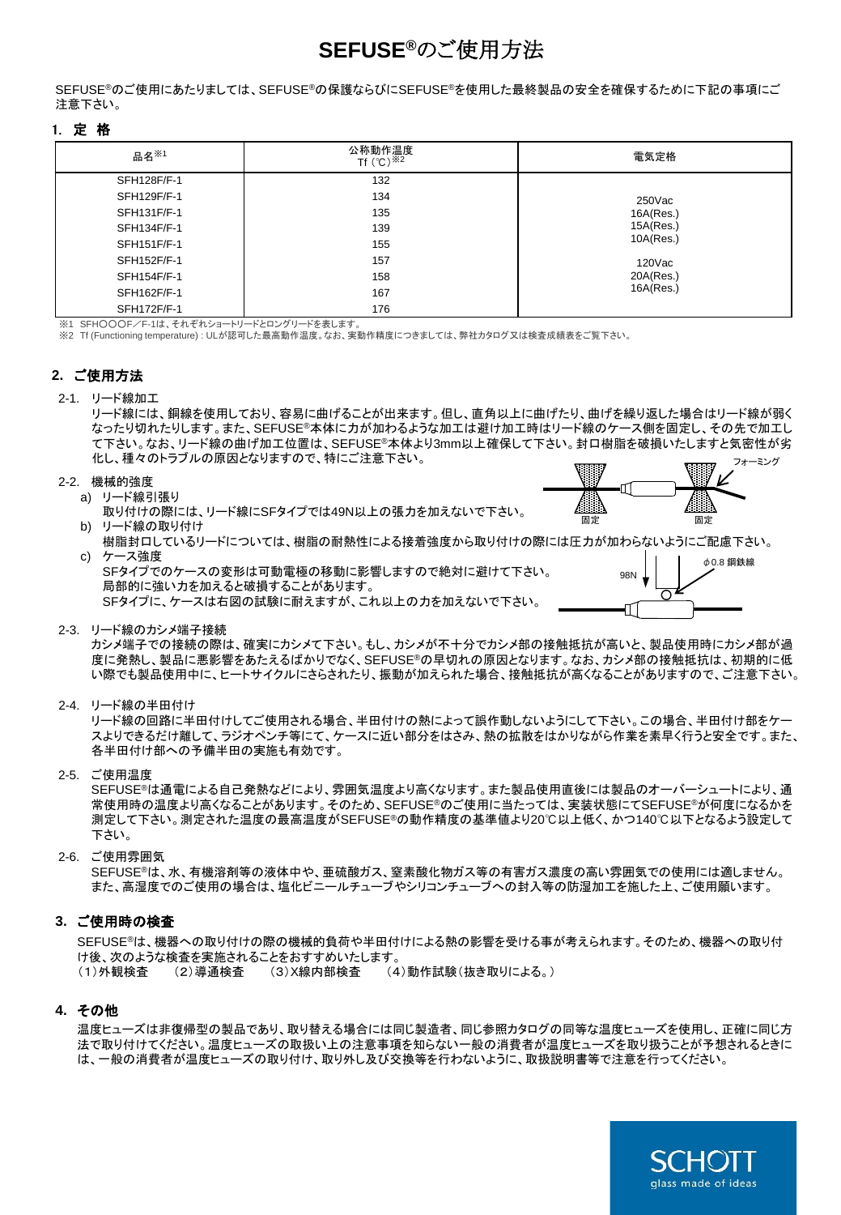# SEFUSE®のご使用方法

SEFUSE®のご使用にあたりましては、SEFUSE®の保護ならびにSEFUSE®を使用した最終製品の安全を確保するために下記の事項にご注意下さい。

## 1. 定 格

| 品名※1 | 公称動作温度 Tf (℃)※2 | 電気定格 |
|---|---|---|
| SFH128F/F-1 | 132 | 250Vac<br>16A(Res.)<br>15A(Res.)<br>10A(Res.)<br><br>120Vac<br>20A(Res.)<br>16A(Res.) |
| SFH129F/F-1 | 134 | |
| SFH131F/F-1 | 135 | |
| SFH134F/F-1 | 139 | |
| SFH151F/F-1 | 155 | |
| SFH152F/F-1 | 157 | |
| SFH154F/F-1 | 158 | |
| SFH162F/F-1 | 167 | |
| SFH172F/F-1 | 176 | |

※1 SFH○○○F／F-1は、それぞれショートリードとロングリードを表します。
※2 Tf (Functioning temperature) : ULが認可した最高動作温度。なお、実動作精度につきましては、弊社カタログ又は検査成績表をご覧下さい。

## 2. ご使用方法

2-1. リード線加工

リード線には、銅線を使用しており、容易に曲げることが出来ます。但し、直角以上に曲げたり、曲げを繰り返した場合はリード線が弱くなったり切れたりします。また、SEFUSE®本体に力が加わるような加工は避け加工時はリード線のケース側を固定し、その先で加工して下さい。なお、リード線の曲げ加工位置は、SEFUSE®本体より3mm以上確保して下さい。封口樹脂を破損いたしますと気密性が劣化し、種々のトラブルの原因となりますので、特にご注意下さい。

フォーミング
固定　固定

2-2. 機械的強度

a) リード線引張り
取り付けの際には、リード線にSFタイプでは49N以上の張力を加えないで下さい。

b) リード線の取り付け
樹脂封口しているリードについては、樹脂の耐熱性による接着強度から取り付けの際には圧力が加わらないようにご配慮下さい。

c) ケース強度
SFタイプでのケースの変形は可動電極の移動に影響しますので絶対に避けて下さい。
局部的に強い力を加えると破損することがあります。
SFタイプに、ケースは右図の試験に耐えますが、これ以上の力を加えないで下さい。

98N
φ0.8 鋼鉄線

2-3. リード線のカシメ端子接続

カシメ端子での接続の際は、確実にカシメて下さい。もし、カシメが不十分でカシメ部の接触抵抗が高いと、製品使用時にカシメ部が過度に発熱し、製品に悪影響をあたえるばかりでなく、SEFUSE®の早切れの原因となります。なお、カシメ部の接触抵抗は、初期的に低い際でも製品使用中に、ヒートサイクルにさらされたり、振動が加えられた場合、接触抵抗が高くなることがありますので、ご注意下さい。

2-4. リード線の半田付け

リード線の回路に半田付けしてご使用される場合、半田付けの熱によって誤作動しないようにして下さい。この場合、半田付け部をケースよりできるだけ離して、ラジオペンチ等にて、ケースに近い部分をはさみ、熱の拡散をはかりながら作業を素早く行うと安全です。また、各半田付け部への予備半田の実施も有効です。

2-5. ご使用温度

SEFUSE®は通電による自己発熱などにより、雰囲気温度より高くなります。また製品使用直後には製品のオーバーシュートにより、通常使用時の温度より高くなることがあります。そのため、SEFUSE®のご使用に当たっては、実装状態にてSEFUSE®が何度になるかを測定して下さい。測定された温度の最高温度がSEFUSE®の動作精度の基準値より20℃以上低く、かつ140℃以下となるよう設定して下さい。

2-6. ご使用雰囲気

SEFUSE®は、水、有機溶剤等の液体中や、亜硫酸ガス、窒素酸化物ガス等の有害ガス濃度の高い雰囲気での使用には適しません。また、高湿度でのご使用の場合は、塩化ビニールチューブやシリコンチューブへの封入等の防湿加工を施した上、ご使用願います。

## 3. ご使用時の検査

SEFUSE®は、機器への取り付けの際の機械的負荷や半田付けによる熱の影響を受ける事が考えられます。そのため、機器への取り付け後、次のような検査を実施されることをおすすめいたします。
（1）外観検査　（2）導通検査　（3）X線内部検査　（4）動作試験（抜き取りによる。）

## 4. その他

温度ヒューズは非復帰型の製品であり、取り替える場合には同じ製造者、同じ参照カタログの同等な温度ヒューズを使用し、正確に同じ方法で取り付けてください。温度ヒューズの取扱い上の注意事項を知らない一般の消費者が温度ヒューズを取り扱うことが予想されるときには、一般の消費者が温度ヒューズの取り付け、取り外し及び交換等を行わないように、取扱説明書等で注意を行ってください。

SCHOTT
glass made of ideas